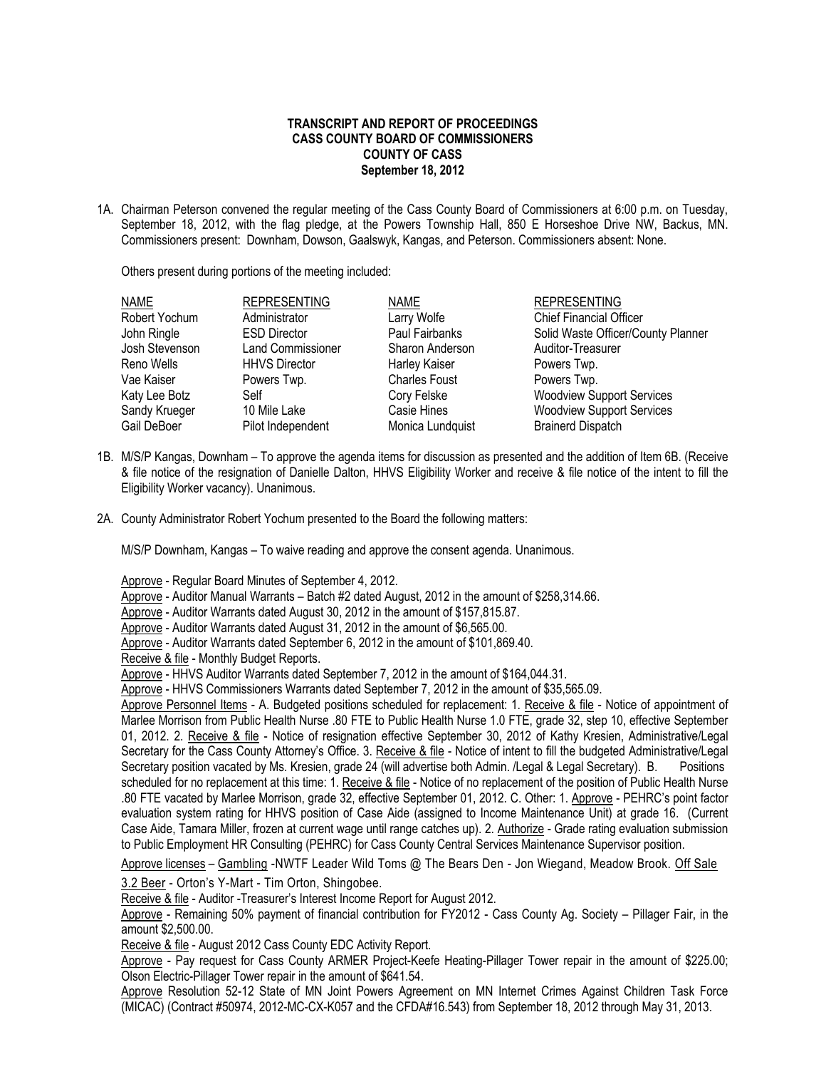**TRANSCRIPT AND REPORT OF PROCEEDINGS**
**CASS COUNTY BOARD OF COMMISSIONERS**
**COUNTY OF CASS**
**September 18, 2012**

1A. Chairman Peterson convened the regular meeting of the Cass County Board of Commissioners at 6:00 p.m. on Tuesday, September 18, 2012, with the flag pledge, at the Powers Township Hall, 850 E Horseshoe Drive NW, Backus, MN. Commissioners present: Downham, Dowson, Gaalswyk, Kangas, and Peterson. Commissioners absent: None.

Others present during portions of the meeting included:

| NAME | REPRESENTING | NAME | REPRESENTING |
|---|---|---|---|
| Robert Yochum | Administrator | Larry Wolfe | Chief Financial Officer |
| John Ringle | ESD Director | Paul Fairbanks | Solid Waste Officer/County Planner |
| Josh Stevenson | Land Commissioner | Sharon Anderson | Auditor-Treasurer |
| Reno Wells | HHVS Director | Harley Kaiser | Powers Twp. |
| Vae Kaiser | Powers Twp. | Charles Foust | Powers Twp. |
| Katy Lee Botz | Self | Cory Felske | Woodview Support Services |
| Sandy Krueger | 10 Mile Lake | Casie Hines | Woodview Support Services |
| Gail DeBoer | Pilot Independent | Monica Lundquist | Brainerd Dispatch |

1B. M/S/P Kangas, Downham – To approve the agenda items for discussion as presented and the addition of Item 6B. (Receive & file notice of the resignation of Danielle Dalton, HHVS Eligibility Worker and receive & file notice of the intent to fill the Eligibility Worker vacancy). Unanimous.

2A. County Administrator Robert Yochum presented to the Board the following matters:

M/S/P Downham, Kangas – To waive reading and approve the consent agenda. Unanimous.

Approve - Regular Board Minutes of September 4, 2012.
Approve - Auditor Manual Warrants – Batch #2 dated August, 2012 in the amount of $258,314.66.
Approve - Auditor Warrants dated August 30, 2012 in the amount of $157,815.87.
Approve - Auditor Warrants dated August 31, 2012 in the amount of $6,565.00.
Approve - Auditor Warrants dated September 6, 2012 in the amount of $101,869.40.
Receive & file - Monthly Budget Reports.
Approve - HHVS Auditor Warrants dated September 7, 2012 in the amount of $164,044.31.
Approve - HHVS Commissioners Warrants dated September 7, 2012 in the amount of $35,565.09.
Approve Personnel Items - A. Budgeted positions scheduled for replacement: 1. Receive & file - Notice of appointment of Marlee Morrison from Public Health Nurse .80 FTE to Public Health Nurse 1.0 FTE, grade 32, step 10, effective September 01, 2012. 2. Receive & file - Notice of resignation effective September 30, 2012 of Kathy Kresien, Administrative/Legal Secretary for the Cass County Attorney's Office. 3. Receive & file - Notice of intent to fill the budgeted Administrative/Legal Secretary position vacated by Ms. Kresien, grade 24 (will advertise both Admin. /Legal & Legal Secretary). B. Positions scheduled for no replacement at this time: 1. Receive & file - Notice of no replacement of the position of Public Health Nurse .80 FTE vacated by Marlee Morrison, grade 32, effective September 01, 2012. C. Other: 1. Approve - PEHRC's point factor evaluation system rating for HHVS position of Case Aide (assigned to Income Maintenance Unit) at grade 16. (Current Case Aide, Tamara Miller, frozen at current wage until range catches up). 2. Authorize - Grade rating evaluation submission to Public Employment HR Consulting (PEHRC) for Cass County Central Services Maintenance Supervisor position.
Approve licenses – Gambling -NWTF Leader Wild Toms @ The Bears Den - Jon Wiegand, Meadow Brook. Off Sale 3.2 Beer - Orton's Y-Mart - Tim Orton, Shingobee.
Receive & file - Auditor -Treasurer's Interest Income Report for August 2012.
Approve - Remaining 50% payment of financial contribution for FY2012 - Cass County Ag. Society – Pillager Fair, in the amount $2,500.00.
Receive & file - August 2012 Cass County EDC Activity Report.
Approve - Pay request for Cass County ARMER Project-Keefe Heating-Pillager Tower repair in the amount of $225.00; Olson Electric-Pillager Tower repair in the amount of $641.54.
Approve Resolution 52-12 State of MN Joint Powers Agreement on MN Internet Crimes Against Children Task Force (MICAC) (Contract #50974, 2012-MC-CX-K057 and the CFDA#16.543) from September 18, 2012 through May 31, 2013.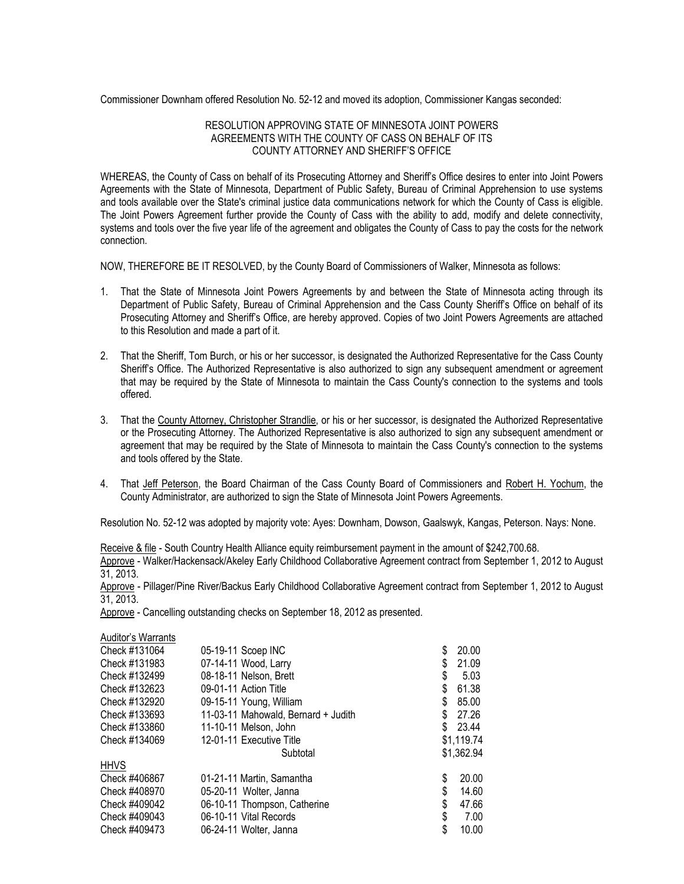Commissioner Downham offered Resolution No. 52-12 and moved its adoption, Commissioner Kangas seconded:

RESOLUTION APPROVING STATE OF MINNESOTA JOINT POWERS AGREEMENTS WITH THE COUNTY OF CASS ON BEHALF OF ITS COUNTY ATTORNEY AND SHERIFF'S OFFICE

WHEREAS, the County of Cass on behalf of its Prosecuting Attorney and Sheriff's Office desires to enter into Joint Powers Agreements with the State of Minnesota, Department of Public Safety, Bureau of Criminal Apprehension to use systems and tools available over the State's criminal justice data communications network for which the County of Cass is eligible. The Joint Powers Agreement further provide the County of Cass with the ability to add, modify and delete connectivity, systems and tools over the five year life of the agreement and obligates the County of Cass to pay the costs for the network connection.

NOW, THEREFORE BE IT RESOLVED, by the County Board of Commissioners of Walker, Minnesota as follows:

1. That the State of Minnesota Joint Powers Agreements by and between the State of Minnesota acting through its Department of Public Safety, Bureau of Criminal Apprehension and the Cass County Sheriff's Office on behalf of its Prosecuting Attorney and Sheriff's Office, are hereby approved. Copies of two Joint Powers Agreements are attached to this Resolution and made a part of it.

2. That the Sheriff, Tom Burch, or his or her successor, is designated the Authorized Representative for the Cass County Sheriff's Office. The Authorized Representative is also authorized to sign any subsequent amendment or agreement that may be required by the State of Minnesota to maintain the Cass County's connection to the systems and tools offered.

3. That the County Attorney, Christopher Strandlie, or his or her successor, is designated the Authorized Representative or the Prosecuting Attorney. The Authorized Representative is also authorized to sign any subsequent amendment or agreement that may be required by the State of Minnesota to maintain the Cass County's connection to the systems and tools offered by the State.

4. That Jeff Peterson, the Board Chairman of the Cass County Board of Commissioners and Robert H. Yochum, the County Administrator, are authorized to sign the State of Minnesota Joint Powers Agreements.

Resolution No. 52-12 was adopted by majority vote: Ayes: Downham, Dowson, Gaalswyk, Kangas, Peterson. Nays: None.

Receive & file - South Country Health Alliance equity reimbursement payment in the amount of $242,700.68.

Approve - Walker/Hackensack/Akeley Early Childhood Collaborative Agreement contract from September 1, 2012 to August 31, 2013.

Approve - Pillager/Pine River/Backus Early Childhood Collaborative Agreement contract from September 1, 2012 to August 31, 2013.

Approve - Cancelling outstanding checks on September 18, 2012 as presented.

| Auditor's Warrants | | |
|---|---|---|
| Check #131064 | 05-19-11 Scoep INC | $ 20.00 |
| Check #131983 | 07-14-11 Wood, Larry | $ 21.09 |
| Check #132499 | 08-18-11 Nelson, Brett | $ 5.03 |
| Check #132623 | 09-01-11 Action Title | $ 61.38 |
| Check #132920 | 09-15-11 Young, William | $ 85.00 |
| Check #133693 | 11-03-11 Mahowald, Bernard + Judith | $ 27.26 |
| Check #133860 | 11-10-11 Melson, John | $ 23.44 |
| Check #134069 | 12-01-11 Executive Title | $1,119.74 |
| | Subtotal | $1,362.94 |
| HHVS | | |
| Check #406867 | 01-21-11 Martin, Samantha | $ 20.00 |
| Check #408970 | 05-20-11 Wolter, Janna | $ 14.60 |
| Check #409042 | 06-10-11 Thompson, Catherine | $ 47.66 |
| Check #409043 | 06-10-11 Vital Records | $ 7.00 |
| Check #409473 | 06-24-11 Wolter, Janna | $ 10.00 |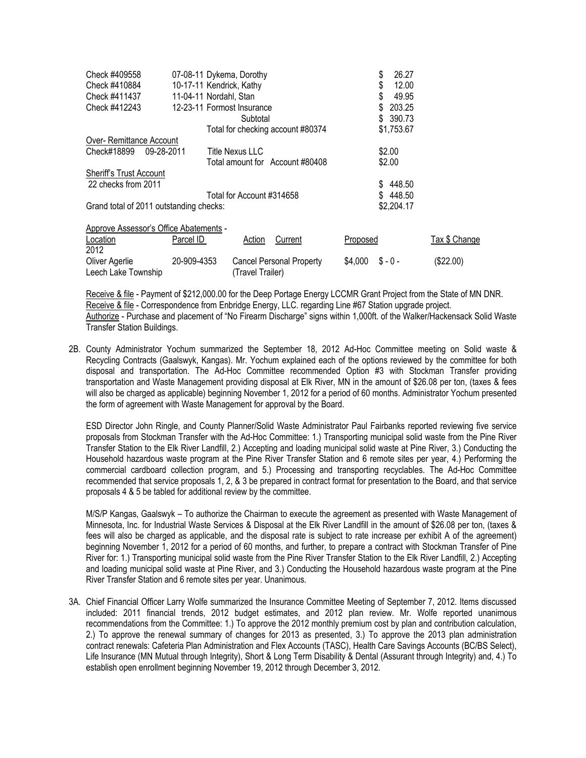| | | | |
|---|---|---|---|
| Check #409558 | 07-08-11 | Dykema, Dorothy | $ 26.27 |
| Check #410884 | 10-17-11 | Kendrick, Kathy | $ 12.00 |
| Check #411437 | 11-04-11 | Nordahl, Stan | $ 49.95 |
| Check #412243 | 12-23-11 | Formost Insurance | $ 203.25 |
| | | Subtotal | $ 390.73 |
| | | Total for checking account #80374 | $1,753.67 |
| Over- Remittance Account | | | |
| Check#18899 | 09-28-2011 | Title Nexus LLC | $2.00 |
| | | Total amount for Account #80408 | $2.00 |
| Sheriff's Trust Account | | | |
| 22 checks from 2011 | | | $ 448.50 |
| | | Total for Account #314658 | $ 448.50 |
| Grand total of 2011 outstanding checks: | | | $2,204.17 |

Approve Assessor's Office Abatements -

| Location | Parcel ID | Action | Current | Proposed | Tax $ Change |
|---|---|---|---|---|---|
| 2012 | | | | | |
| Oliver Agerlie<br>Leech Lake Township | 20-909-4353 | Cancel Personal Property (Travel Trailer) | $4,000 | $ - 0 - | ($22.00) |

Receive & file - Payment of $212,000.00 for the Deep Portage Energy LCCMR Grant Project from the State of MN DNR.
Receive & file - Correspondence from Enbridge Energy, LLC. regarding Line #67 Station upgrade project.
Authorize - Purchase and placement of "No Firearm Discharge" signs within 1,000ft. of the Walker/Hackensack Solid Waste Transfer Station Buildings.

2B. County Administrator Yochum summarized the September 18, 2012 Ad-Hoc Committee meeting on Solid waste & Recycling Contracts (Gaalswyk, Kangas). Mr. Yochum explained each of the options reviewed by the committee for both disposal and transportation. The Ad-Hoc Committee recommended Option #3 with Stockman Transfer providing transportation and Waste Management providing disposal at Elk River, MN in the amount of $26.08 per ton, (taxes & fees will also be charged as applicable) beginning November 1, 2012 for a period of 60 months. Administrator Yochum presented the form of agreement with Waste Management for approval by the Board.

ESD Director John Ringle, and County Planner/Solid Waste Administrator Paul Fairbanks reported reviewing five service proposals from Stockman Transfer with the Ad-Hoc Committee: 1.) Transporting municipal solid waste from the Pine River Transfer Station to the Elk River Landfill, 2.) Accepting and loading municipal solid waste at Pine River, 3.) Conducting the Household hazardous waste program at the Pine River Transfer Station and 6 remote sites per year, 4.) Performing the commercial cardboard collection program, and 5.) Processing and transporting recyclables. The Ad-Hoc Committee recommended that service proposals 1, 2, & 3 be prepared in contract format for presentation to the Board, and that service proposals 4 & 5 be tabled for additional review by the committee.

M/S/P Kangas, Gaalswyk – To authorize the Chairman to execute the agreement as presented with Waste Management of Minnesota, Inc. for Industrial Waste Services & Disposal at the Elk River Landfill in the amount of $26.08 per ton, (taxes & fees will also be charged as applicable, and the disposal rate is subject to rate increase per exhibit A of the agreement) beginning November 1, 2012 for a period of 60 months, and further, to prepare a contract with Stockman Transfer of Pine River for: 1.) Transporting municipal solid waste from the Pine River Transfer Station to the Elk River Landfill, 2.) Accepting and loading municipal solid waste at Pine River, and 3.) Conducting the Household hazardous waste program at the Pine River Transfer Station and 6 remote sites per year. Unanimous.

3A. Chief Financial Officer Larry Wolfe summarized the Insurance Committee Meeting of September 7, 2012. Items discussed included: 2011 financial trends, 2012 budget estimates, and 2012 plan review. Mr. Wolfe reported unanimous recommendations from the Committee: 1.) To approve the 2012 monthly premium cost by plan and contribution calculation, 2.) To approve the renewal summary of changes for 2013 as presented, 3.) To approve the 2013 plan administration contract renewals: Cafeteria Plan Administration and Flex Accounts (TASC), Health Care Savings Accounts (BC/BS Select), Life Insurance (MN Mutual through Integrity), Short & Long Term Disability & Dental (Assurant through Integrity) and, 4.) To establish open enrollment beginning November 19, 2012 through December 3, 2012.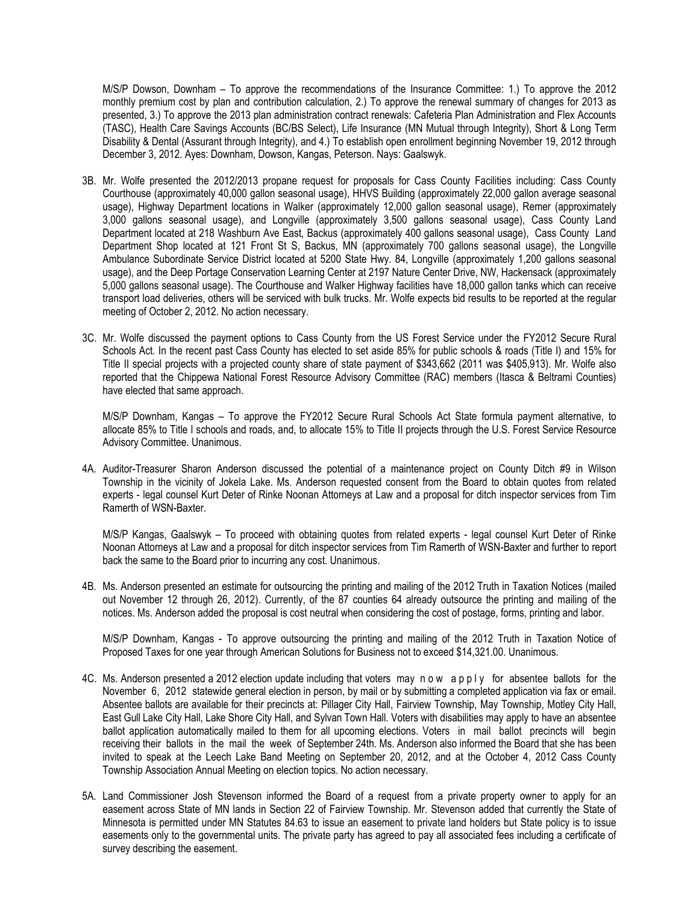M/S/P Dowson, Downham – To approve the recommendations of the Insurance Committee: 1.) To approve the 2012 monthly premium cost by plan and contribution calculation, 2.) To approve the renewal summary of changes for 2013 as presented, 3.) To approve the 2013 plan administration contract renewals: Cafeteria Plan Administration and Flex Accounts (TASC), Health Care Savings Accounts (BC/BS Select), Life Insurance (MN Mutual through Integrity), Short & Long Term Disability & Dental (Assurant through Integrity), and 4.) To establish open enrollment beginning November 19, 2012 through December 3, 2012. Ayes: Downham, Dowson, Kangas, Peterson. Nays: Gaalswyk.

3B. Mr. Wolfe presented the 2012/2013 propane request for proposals for Cass County Facilities including: Cass County Courthouse (approximately 40,000 gallon seasonal usage), HHVS Building (approximately 22,000 gallon average seasonal usage), Highway Department locations in Walker (approximately 12,000 gallon seasonal usage), Remer (approximately 3,000 gallons seasonal usage), and Longville (approximately 3,500 gallons seasonal usage), Cass County Land Department located at 218 Washburn Ave East, Backus (approximately 400 gallons seasonal usage), Cass County Land Department Shop located at 121 Front St S, Backus, MN (approximately 700 gallons seasonal usage), the Longville Ambulance Subordinate Service District located at 5200 State Hwy. 84, Longville (approximately 1,200 gallons seasonal usage), and the Deep Portage Conservation Learning Center at 2197 Nature Center Drive, NW, Hackensack (approximately 5,000 gallons seasonal usage). The Courthouse and Walker Highway facilities have 18,000 gallon tanks which can receive transport load deliveries, others will be serviced with bulk trucks. Mr. Wolfe expects bid results to be reported at the regular meeting of October 2, 2012. No action necessary.

3C. Mr. Wolfe discussed the payment options to Cass County from the US Forest Service under the FY2012 Secure Rural Schools Act. In the recent past Cass County has elected to set aside 85% for public schools & roads (Title I) and 15% for Title II special projects with a projected county share of state payment of $343,662 (2011 was $405,913). Mr. Wolfe also reported that the Chippewa National Forest Resource Advisory Committee (RAC) members (Itasca & Beltrami Counties) have elected that same approach.

M/S/P Downham, Kangas – To approve the FY2012 Secure Rural Schools Act State formula payment alternative, to allocate 85% to Title I schools and roads, and, to allocate 15% to Title II projects through the U.S. Forest Service Resource Advisory Committee. Unanimous.

4A. Auditor-Treasurer Sharon Anderson discussed the potential of a maintenance project on County Ditch #9 in Wilson Township in the vicinity of Jokela Lake. Ms. Anderson requested consent from the Board to obtain quotes from related experts - legal counsel Kurt Deter of Rinke Noonan Attorneys at Law and a proposal for ditch inspector services from Tim Ramerth of WSN-Baxter.

M/S/P Kangas, Gaalswyk – To proceed with obtaining quotes from related experts - legal counsel Kurt Deter of Rinke Noonan Attorneys at Law and a proposal for ditch inspector services from Tim Ramerth of WSN-Baxter and further to report back the same to the Board prior to incurring any cost. Unanimous.

4B. Ms. Anderson presented an estimate for outsourcing the printing and mailing of the 2012 Truth in Taxation Notices (mailed out November 12 through 26, 2012). Currently, of the 87 counties 64 already outsource the printing and mailing of the notices. Ms. Anderson added the proposal is cost neutral when considering the cost of postage, forms, printing and labor.

M/S/P Downham, Kangas - To approve outsourcing the printing and mailing of the 2012 Truth in Taxation Notice of Proposed Taxes for one year through American Solutions for Business not to exceed $14,321.00. Unanimous.

4C. Ms. Anderson presented a 2012 election update including that voters may now apply for absentee ballots for the November 6, 2012 statewide general election in person, by mail or by submitting a completed application via fax or email. Absentee ballots are available for their precincts at: Pillager City Hall, Fairview Township, May Township, Motley City Hall, East Gull Lake City Hall, Lake Shore City Hall, and Sylvan Town Hall. Voters with disabilities may apply to have an absentee ballot application automatically mailed to them for all upcoming elections. Voters in mail ballot precincts will begin receiving their ballots in the mail the week of September 24th. Ms. Anderson also informed the Board that she has been invited to speak at the Leech Lake Band Meeting on September 20, 2012, and at the October 4, 2012 Cass County Township Association Annual Meeting on election topics. No action necessary.

5A. Land Commissioner Josh Stevenson informed the Board of a request from a private property owner to apply for an easement across State of MN lands in Section 22 of Fairview Township. Mr. Stevenson added that currently the State of Minnesota is permitted under MN Statutes 84.63 to issue an easement to private land holders but State policy is to issue easements only to the governmental units. The private party has agreed to pay all associated fees including a certificate of survey describing the easement.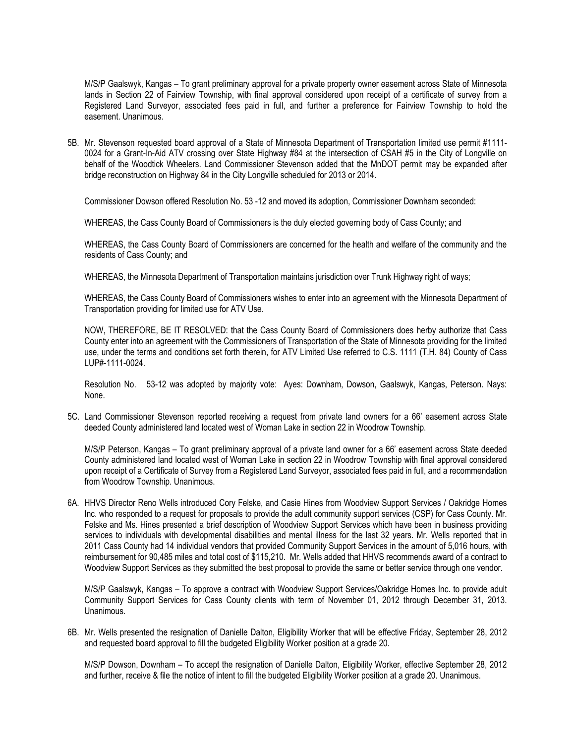M/S/P Gaalswyk, Kangas – To grant preliminary approval for a private property owner easement across State of Minnesota lands in Section 22 of Fairview Township, with final approval considered upon receipt of a certificate of survey from a Registered Land Surveyor, associated fees paid in full, and further a preference for Fairview Township to hold the easement. Unanimous.

5B. Mr. Stevenson requested board approval of a State of Minnesota Department of Transportation limited use permit #1111-0024 for a Grant-In-Aid ATV crossing over State Highway #84 at the intersection of CSAH #5 in the City of Longville on behalf of the Woodtick Wheelers. Land Commissioner Stevenson added that the MnDOT permit may be expanded after bridge reconstruction on Highway 84 in the City Longville scheduled for 2013 or 2014.

Commissioner Dowson offered Resolution No. 53 -12 and moved its adoption, Commissioner Downham seconded:

WHEREAS, the Cass County Board of Commissioners is the duly elected governing body of Cass County; and

WHEREAS, the Cass County Board of Commissioners are concerned for the health and welfare of the community and the residents of Cass County; and

WHEREAS, the Minnesota Department of Transportation maintains jurisdiction over Trunk Highway right of ways;

WHEREAS, the Cass County Board of Commissioners wishes to enter into an agreement with the Minnesota Department of Transportation providing for limited use for ATV Use.

NOW, THEREFORE, BE IT RESOLVED: that the Cass County Board of Commissioners does herby authorize that Cass County enter into an agreement with the Commissioners of Transportation of the State of Minnesota providing for the limited use, under the terms and conditions set forth therein, for ATV Limited Use referred to C.S. 1111 (T.H. 84) County of Cass LUP#-1111-0024.

Resolution No. 53-12 was adopted by majority vote: Ayes: Downham, Dowson, Gaalswyk, Kangas, Peterson. Nays: None.

5C. Land Commissioner Stevenson reported receiving a request from private land owners for a 66' easement across State deeded County administered land located west of Woman Lake in section 22 in Woodrow Township.

M/S/P Peterson, Kangas – To grant preliminary approval of a private land owner for a 66' easement across State deeded County administered land located west of Woman Lake in section 22 in Woodrow Township with final approval considered upon receipt of a Certificate of Survey from a Registered Land Surveyor, associated fees paid in full, and a recommendation from Woodrow Township. Unanimous.

6A. HHVS Director Reno Wells introduced Cory Felske, and Casie Hines from Woodview Support Services / Oakridge Homes Inc. who responded to a request for proposals to provide the adult community support services (CSP) for Cass County. Mr. Felske and Ms. Hines presented a brief description of Woodview Support Services which have been in business providing services to individuals with developmental disabilities and mental illness for the last 32 years. Mr. Wells reported that in 2011 Cass County had 14 individual vendors that provided Community Support Services in the amount of 5,016 hours, with reimbursement for 90,485 miles and total cost of $115,210. Mr. Wells added that HHVS recommends award of a contract to Woodview Support Services as they submitted the best proposal to provide the same or better service through one vendor.

M/S/P Gaalswyk, Kangas – To approve a contract with Woodview Support Services/Oakridge Homes Inc. to provide adult Community Support Services for Cass County clients with term of November 01, 2012 through December 31, 2013. Unanimous.

6B. Mr. Wells presented the resignation of Danielle Dalton, Eligibility Worker that will be effective Friday, September 28, 2012 and requested board approval to fill the budgeted Eligibility Worker position at a grade 20.

M/S/P Dowson, Downham – To accept the resignation of Danielle Dalton, Eligibility Worker, effective September 28, 2012 and further, receive & file the notice of intent to fill the budgeted Eligibility Worker position at a grade 20. Unanimous.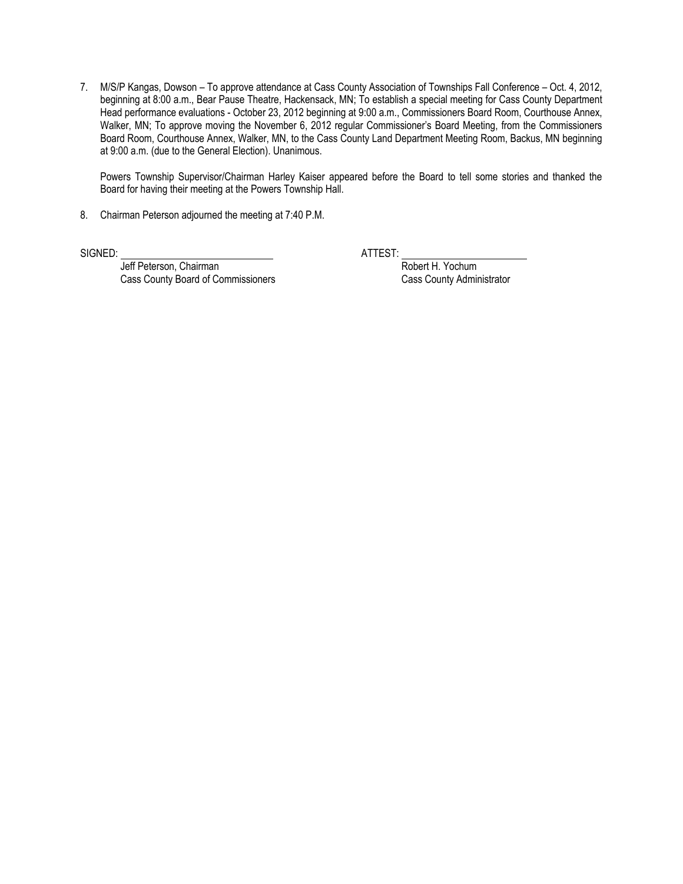7. M/S/P Kangas, Dowson – To approve attendance at Cass County Association of Townships Fall Conference – Oct. 4, 2012, beginning at 8:00 a.m., Bear Pause Theatre, Hackensack, MN; To establish a special meeting for Cass County Department Head performance evaluations - October 23, 2012 beginning at 9:00 a.m., Commissioners Board Room, Courthouse Annex, Walker, MN; To approve moving the November 6, 2012 regular Commissioner's Board Meeting, from the Commissioners Board Room, Courthouse Annex, Walker, MN, to the Cass County Land Department Meeting Room, Backus, MN beginning at 9:00 a.m. (due to the General Election). Unanimous.

   Powers Township Supervisor/Chairman Harley Kaiser appeared before the Board to tell some stories and thanked the Board for having their meeting at the Powers Township Hall.

8. Chairman Peterson adjourned the meeting at 7:40 P.M.

SIGNED: ____________________________
Jeff Peterson, Chairman
Cass County Board of Commissioners

ATTEST: ____________________________
Robert H. Yochum
Cass County Administrator